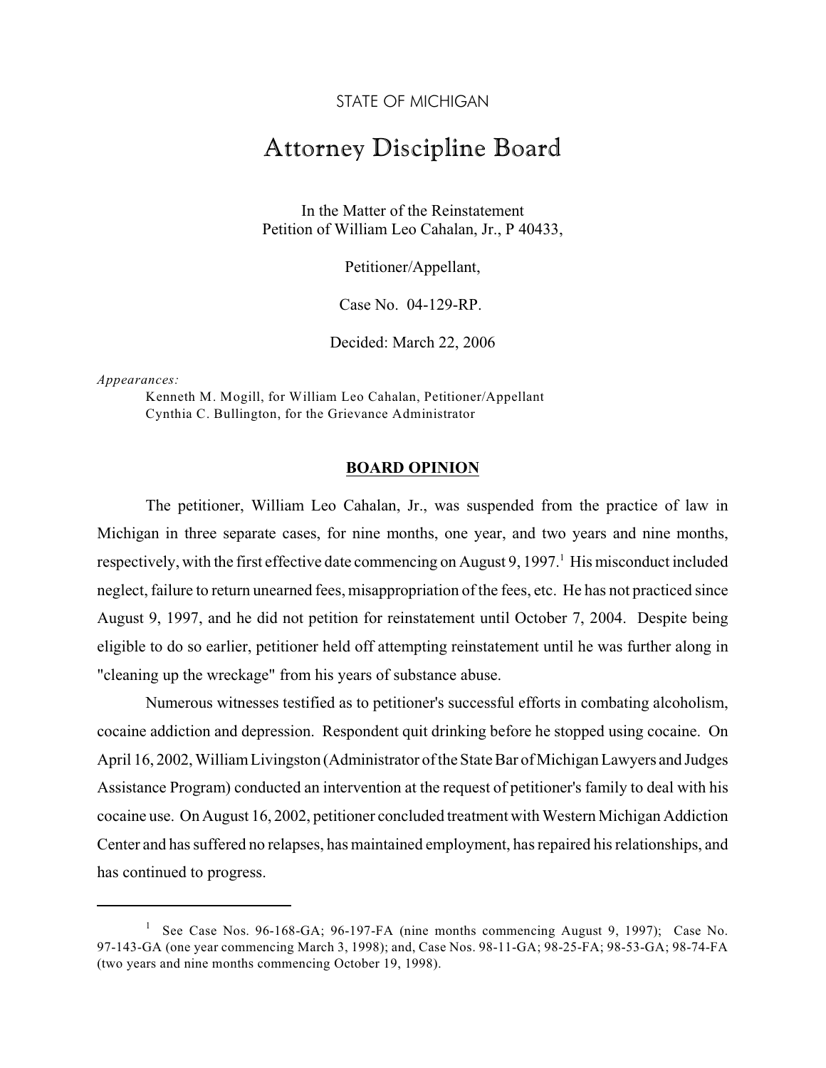STATE OF MICHIGAN

# Attorney Discipline Board

In the Matter of the Reinstatement
Petition of William Leo Cahalan, Jr., P 40433,

Petitioner/Appellant,

Case No. 04-129-RP.

Decided: March 22, 2006

*Appearances:*

Kenneth M. Mogill, for William Leo Cahalan, Petitioner/Appellant
Cynthia C. Bullington, for the Grievance Administrator

## BOARD OPINION

The petitioner, William Leo Cahalan, Jr., was suspended from the practice of law in Michigan in three separate cases, for nine months, one year, and two years and nine months, respectively, with the first effective date commencing on August 9, 1997.[1] His misconduct included neglect, failure to return unearned fees, misappropriation of the fees, etc. He has not practiced since August 9, 1997, and he did not petition for reinstatement until October 7, 2004. Despite being eligible to do so earlier, petitioner held off attempting reinstatement until he was further along in "cleaning up the wreckage" from his years of substance abuse.

Numerous witnesses testified as to petitioner's successful efforts in combating alcoholism, cocaine addiction and depression. Respondent quit drinking before he stopped using cocaine. On April 16, 2002, William Livingston (Administrator of the State Bar of Michigan Lawyers and Judges Assistance Program) conducted an intervention at the request of petitioner's family to deal with his cocaine use. On August 16, 2002, petitioner concluded treatment with Western Michigan Addiction Center and has suffered no relapses, has maintained employment, has repaired his relationships, and has continued to progress.

---

[1] See Case Nos. 96-168-GA; 96-197-FA (nine months commencing August 9, 1997); Case No. 97-143-GA (one year commencing March 3, 1998); and, Case Nos. 98-11-GA; 98-25-FA; 98-53-GA; 98-74-FA (two years and nine months commencing October 19, 1998).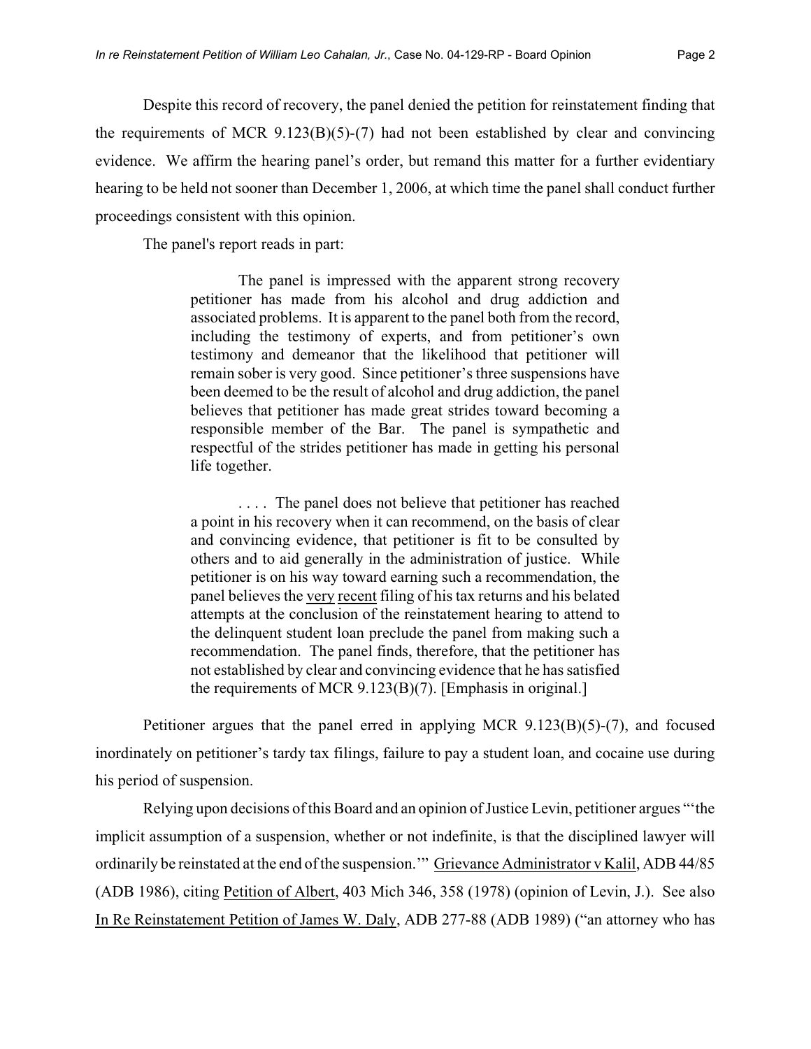Despite this record of recovery, the panel denied the petition for reinstatement finding that the requirements of MCR 9.123(B)(5)-(7) had not been established by clear and convincing evidence. We affirm the hearing panel's order, but remand this matter for a further evidentiary hearing to be held not sooner than December 1, 2006, at which time the panel shall conduct further proceedings consistent with this opinion.

The panel's report reads in part:

> The panel is impressed with the apparent strong recovery petitioner has made from his alcohol and drug addiction and associated problems. It is apparent to the panel both from the record, including the testimony of experts, and from petitioner's own testimony and demeanor that the likelihood that petitioner will remain sober is very good. Since petitioner's three suspensions have been deemed to be the result of alcohol and drug addiction, the panel believes that petitioner has made great strides toward becoming a responsible member of the Bar. The panel is sympathetic and respectful of the strides petitioner has made in getting his personal life together.
>
> . . . . The panel does not believe that petitioner has reached a point in his recovery when it can recommend, on the basis of clear and convincing evidence, that petitioner is fit to be consulted by others and to aid generally in the administration of justice. While petitioner is on his way toward earning such a recommendation, the panel believes the <u>very</u> <u>recent</u> filing of his tax returns and his belated attempts at the conclusion of the reinstatement hearing to attend to the delinquent student loan preclude the panel from making such a recommendation. The panel finds, therefore, that the petitioner has not established by clear and convincing evidence that he has satisfied the requirements of MCR 9.123(B)(7). [Emphasis in original.]

Petitioner argues that the panel erred in applying MCR 9.123(B)(5)-(7), and focused inordinately on petitioner's tardy tax filings, failure to pay a student loan, and cocaine use during his period of suspension.

Relying upon decisions of this Board and an opinion of Justice Levin, petitioner argues "'the implicit assumption of a suspension, whether or not indefinite, is that the disciplined lawyer will ordinarily be reinstated at the end of the suspension.'" <u>Grievance Administrator v Kalil</u>, ADB 44/85 (ADB 1986), citing <u>Petition of Albert</u>, 403 Mich 346, 358 (1978) (opinion of Levin, J.). See also <u>In Re Reinstatement Petition of James W. Daly</u>, ADB 277-88 (ADB 1989) ("an attorney who has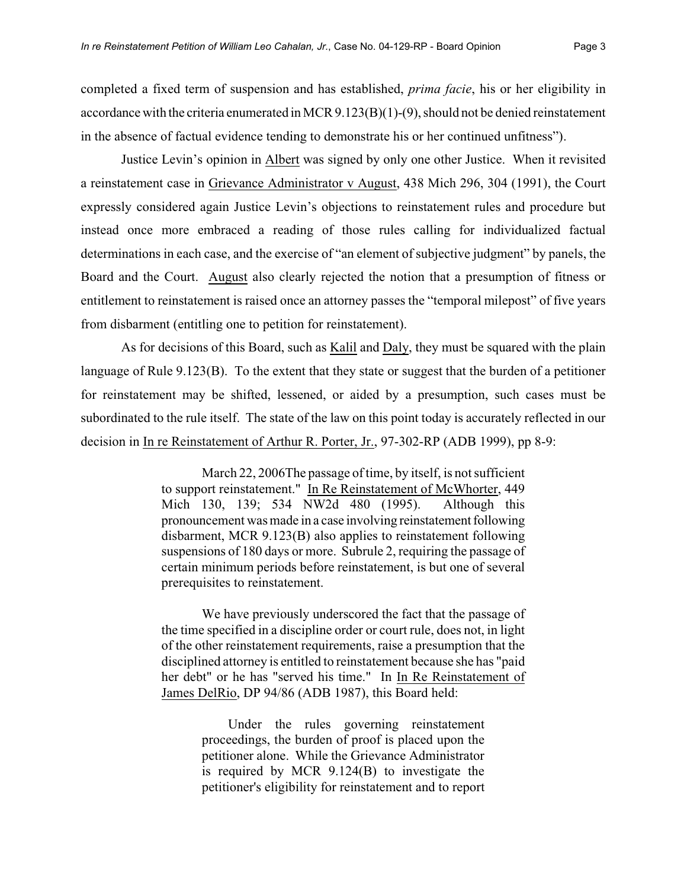completed a fixed term of suspension and has established, *prima facie*, his or her eligibility in accordance with the criteria enumerated in MCR 9.123(B)(1)-(9), should not be denied reinstatement in the absence of factual evidence tending to demonstrate his or her continued unfitness").

Justice Levin's opinion in Albert was signed by only one other Justice. When it revisited a reinstatement case in Grievance Administrator v August, 438 Mich 296, 304 (1991), the Court expressly considered again Justice Levin's objections to reinstatement rules and procedure but instead once more embraced a reading of those rules calling for individualized factual determinations in each case, and the exercise of "an element of subjective judgment" by panels, the Board and the Court. August also clearly rejected the notion that a presumption of fitness or entitlement to reinstatement is raised once an attorney passes the "temporal milepost" of five years from disbarment (entitling one to petition for reinstatement).

As for decisions of this Board, such as Kalil and Daly, they must be squared with the plain language of Rule 9.123(B). To the extent that they state or suggest that the burden of a petitioner for reinstatement may be shifted, lessened, or aided by a presumption, such cases must be subordinated to the rule itself. The state of the law on this point today is accurately reflected in our decision in In re Reinstatement of Arthur R. Porter, Jr., 97-302-RP (ADB 1999), pp 8-9:

> March 22, 2006The passage of time, by itself, is not sufficient to support reinstatement." In Re Reinstatement of McWhorter, 449 Mich 130, 139; 534 NW2d 480 (1995). Although this pronouncement was made in a case involving reinstatement following disbarment, MCR 9.123(B) also applies to reinstatement following suspensions of 180 days or more. Subrule 2, requiring the passage of certain minimum periods before reinstatement, is but one of several prerequisites to reinstatement.
>
> We have previously underscored the fact that the passage of the time specified in a discipline order or court rule, does not, in light of the other reinstatement requirements, raise a presumption that the disciplined attorney is entitled to reinstatement because she has "paid her debt" or he has "served his time." In In Re Reinstatement of James DelRio, DP 94/86 (ADB 1987), this Board held:
>
> > Under the rules governing reinstatement proceedings, the burden of proof is placed upon the petitioner alone. While the Grievance Administrator is required by MCR 9.124(B) to investigate the petitioner's eligibility for reinstatement and to report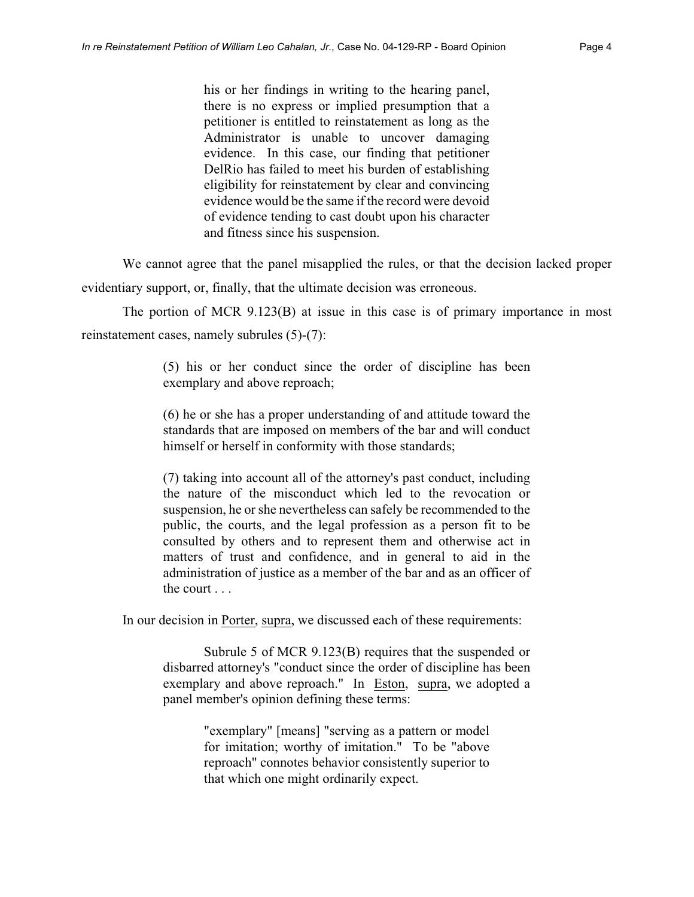> his or her findings in writing to the hearing panel, there is no express or implied presumption that a petitioner is entitled to reinstatement as long as the Administrator is unable to uncover damaging evidence. In this case, our finding that petitioner DelRio has failed to meet his burden of establishing eligibility for reinstatement by clear and convincing evidence would be the same if the record were devoid of evidence tending to cast doubt upon his character and fitness since his suspension.

We cannot agree that the panel misapplied the rules, or that the decision lacked proper evidentiary support, or, finally, that the ultimate decision was erroneous.

The portion of MCR 9.123(B) at issue in this case is of primary importance in most reinstatement cases, namely subrules (5)-(7):

> (5) his or her conduct since the order of discipline has been exemplary and above reproach;
>
> (6) he or she has a proper understanding of and attitude toward the standards that are imposed on members of the bar and will conduct himself or herself in conformity with those standards;
>
> (7) taking into account all of the attorney's past conduct, including the nature of the misconduct which led to the revocation or suspension, he or she nevertheless can safely be recommended to the public, the courts, and the legal profession as a person fit to be consulted by others and to represent them and otherwise act in matters of trust and confidence, and in general to aid in the administration of justice as a member of the bar and as an officer of the court . . .

In our decision in Porter, supra, we discussed each of these requirements:

> Subrule 5 of MCR 9.123(B) requires that the suspended or disbarred attorney's "conduct since the order of discipline has been exemplary and above reproach." In Eston, supra, we adopted a panel member's opinion defining these terms:
>
> > "exemplary" [means] "serving as a pattern or model for imitation; worthy of imitation." To be "above reproach" connotes behavior consistently superior to that which one might ordinarily expect.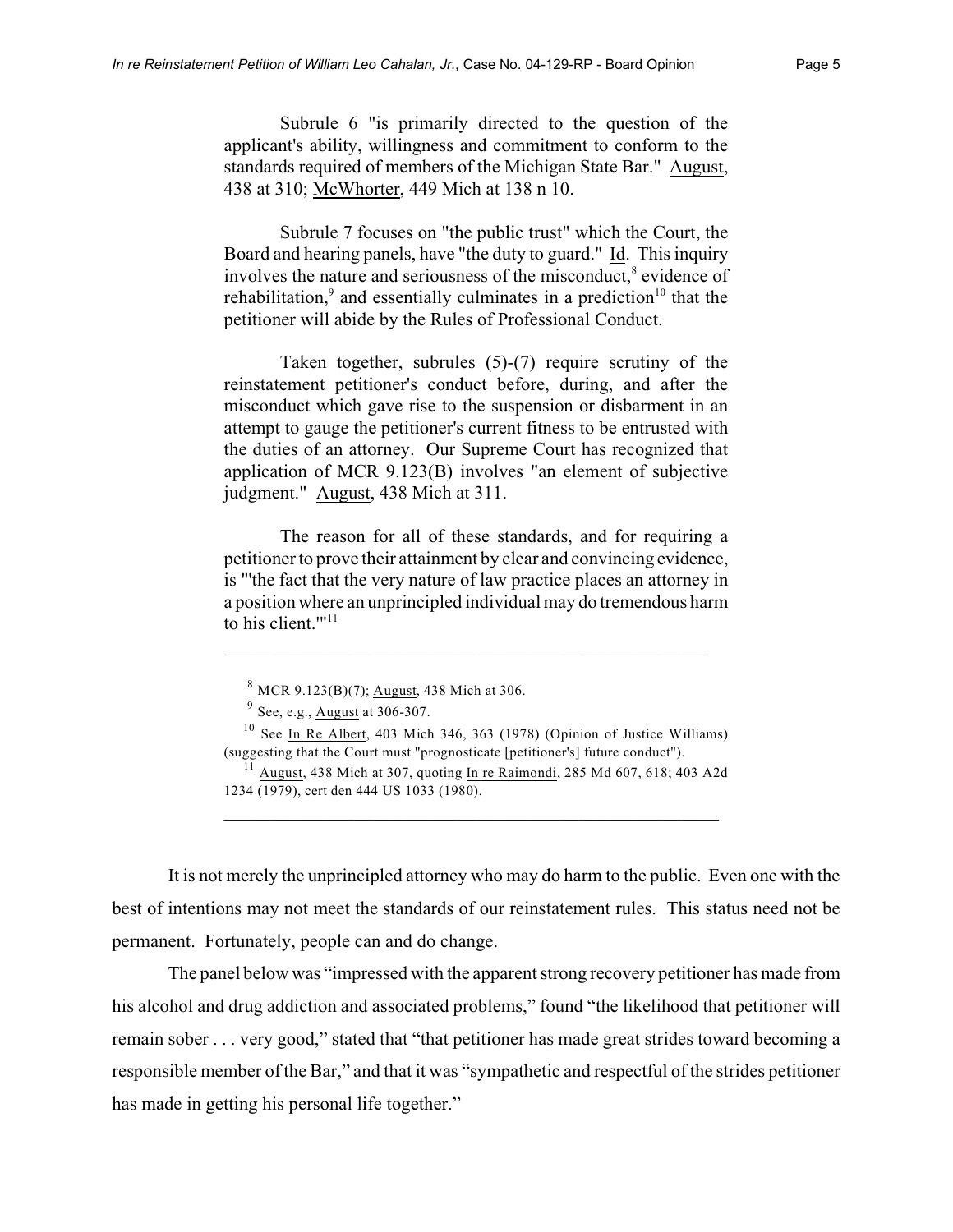> Subrule 6 "is primarily directed to the question of the applicant's ability, willingness and commitment to conform to the standards required of members of the Michigan State Bar." August, 438 at 310; McWhorter, 449 Mich at 138 n 10.
>
> Subrule 7 focuses on "the public trust" which the Court, the Board and hearing panels, have "the duty to guard." Id. This inquiry involves the nature and seriousness of the misconduct,[8] evidence of rehabilitation,[9] and essentially culminates in a prediction[10] that the petitioner will abide by the Rules of Professional Conduct.
>
> Taken together, subrules (5)-(7) require scrutiny of the reinstatement petitioner's conduct before, during, and after the misconduct which gave rise to the suspension or disbarment in an attempt to gauge the petitioner's current fitness to be entrusted with the duties of an attorney. Our Supreme Court has recognized that application of MCR 9.123(B) involves "an element of subjective judgment." August, 438 Mich at 311.
>
> The reason for all of these standards, and for requiring a petitioner to prove their attainment by clear and convincing evidence, is "'the fact that the very nature of law practice places an attorney in a position where an unprincipled individual may do tremendous harm to his client.'"[11]
>
> ---
>
> [8] MCR 9.123(B)(7); August, 438 Mich at 306.
>
> [9] See, e.g., August at 306-307.
>
> [10] See In Re Albert, 403 Mich 346, 363 (1978) (Opinion of Justice Williams) (suggesting that the Court must "prognosticate [petitioner's] future conduct").
>
> [11] August, 438 Mich at 307, quoting In re Raimondi, 285 Md 607, 618; 403 A2d 1234 (1979), cert den 444 US 1033 (1980).

It is not merely the unprincipled attorney who may do harm to the public. Even one with the best of intentions may not meet the standards of our reinstatement rules. This status need not be permanent. Fortunately, people can and do change.

The panel below was "impressed with the apparent strong recovery petitioner has made from his alcohol and drug addiction and associated problems," found "the likelihood that petitioner will remain sober . . . very good," stated that "that petitioner has made great strides toward becoming a responsible member of the Bar," and that it was "sympathetic and respectful of the strides petitioner has made in getting his personal life together."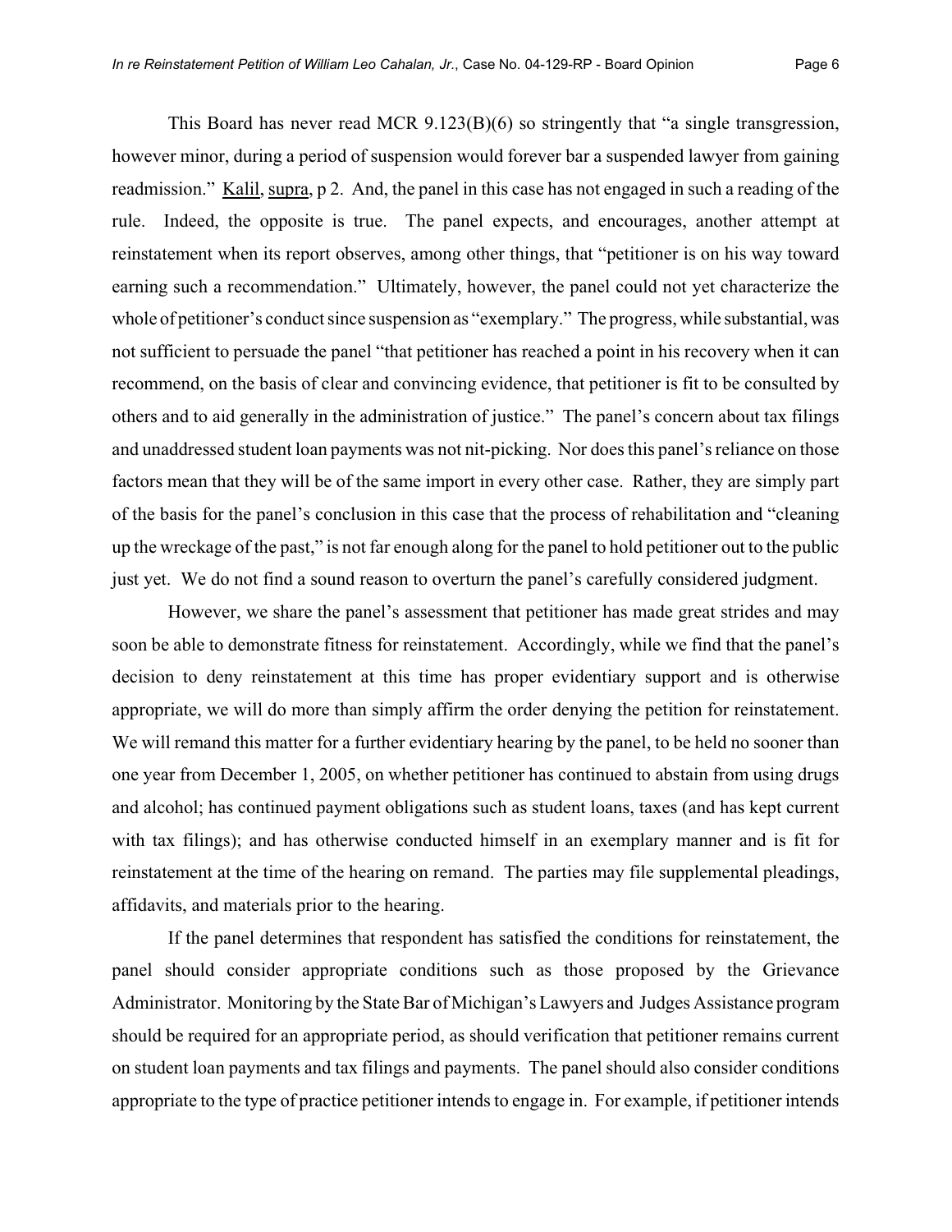This Board has never read MCR 9.123(B)(6) so stringently that "a single transgression, however minor, during a period of suspension would forever bar a suspended lawyer from gaining readmission." Kalil, supra, p 2. And, the panel in this case has not engaged in such a reading of the rule. Indeed, the opposite is true. The panel expects, and encourages, another attempt at reinstatement when its report observes, among other things, that "petitioner is on his way toward earning such a recommendation." Ultimately, however, the panel could not yet characterize the whole of petitioner's conduct since suspension as "exemplary." The progress, while substantial, was not sufficient to persuade the panel "that petitioner has reached a point in his recovery when it can recommend, on the basis of clear and convincing evidence, that petitioner is fit to be consulted by others and to aid generally in the administration of justice." The panel's concern about tax filings and unaddressed student loan payments was not nit-picking. Nor does this panel's reliance on those factors mean that they will be of the same import in every other case. Rather, they are simply part of the basis for the panel's conclusion in this case that the process of rehabilitation and "cleaning up the wreckage of the past," is not far enough along for the panel to hold petitioner out to the public just yet. We do not find a sound reason to overturn the panel's carefully considered judgment.

However, we share the panel's assessment that petitioner has made great strides and may soon be able to demonstrate fitness for reinstatement. Accordingly, while we find that the panel's decision to deny reinstatement at this time has proper evidentiary support and is otherwise appropriate, we will do more than simply affirm the order denying the petition for reinstatement. We will remand this matter for a further evidentiary hearing by the panel, to be held no sooner than one year from December 1, 2005, on whether petitioner has continued to abstain from using drugs and alcohol; has continued payment obligations such as student loans, taxes (and has kept current with tax filings); and has otherwise conducted himself in an exemplary manner and is fit for reinstatement at the time of the hearing on remand. The parties may file supplemental pleadings, affidavits, and materials prior to the hearing.

If the panel determines that respondent has satisfied the conditions for reinstatement, the panel should consider appropriate conditions such as those proposed by the Grievance Administrator. Monitoring by the State Bar of Michigan's Lawyers and Judges Assistance program should be required for an appropriate period, as should verification that petitioner remains current on student loan payments and tax filings and payments. The panel should also consider conditions appropriate to the type of practice petitioner intends to engage in. For example, if petitioner intends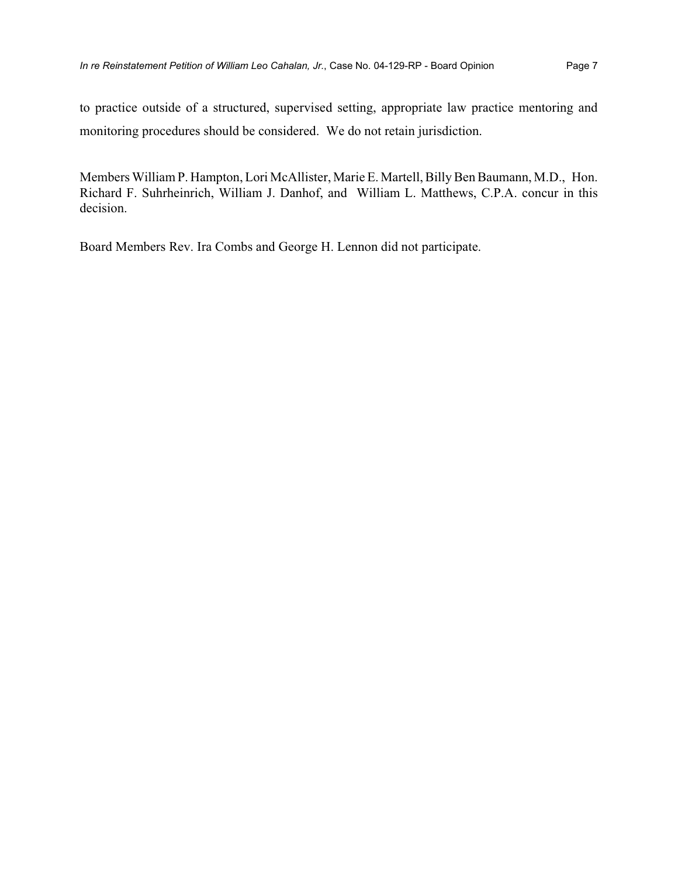to practice outside of a structured, supervised setting, appropriate law practice mentoring and monitoring procedures should be considered. We do not retain jurisdiction.

Members William P. Hampton, Lori McAllister, Marie E. Martell, Billy Ben Baumann, M.D., Hon. Richard F. Suhrheinrich, William J. Danhof, and William L. Matthews, C.P.A. concur in this decision.

Board Members Rev. Ira Combs and George H. Lennon did not participate.